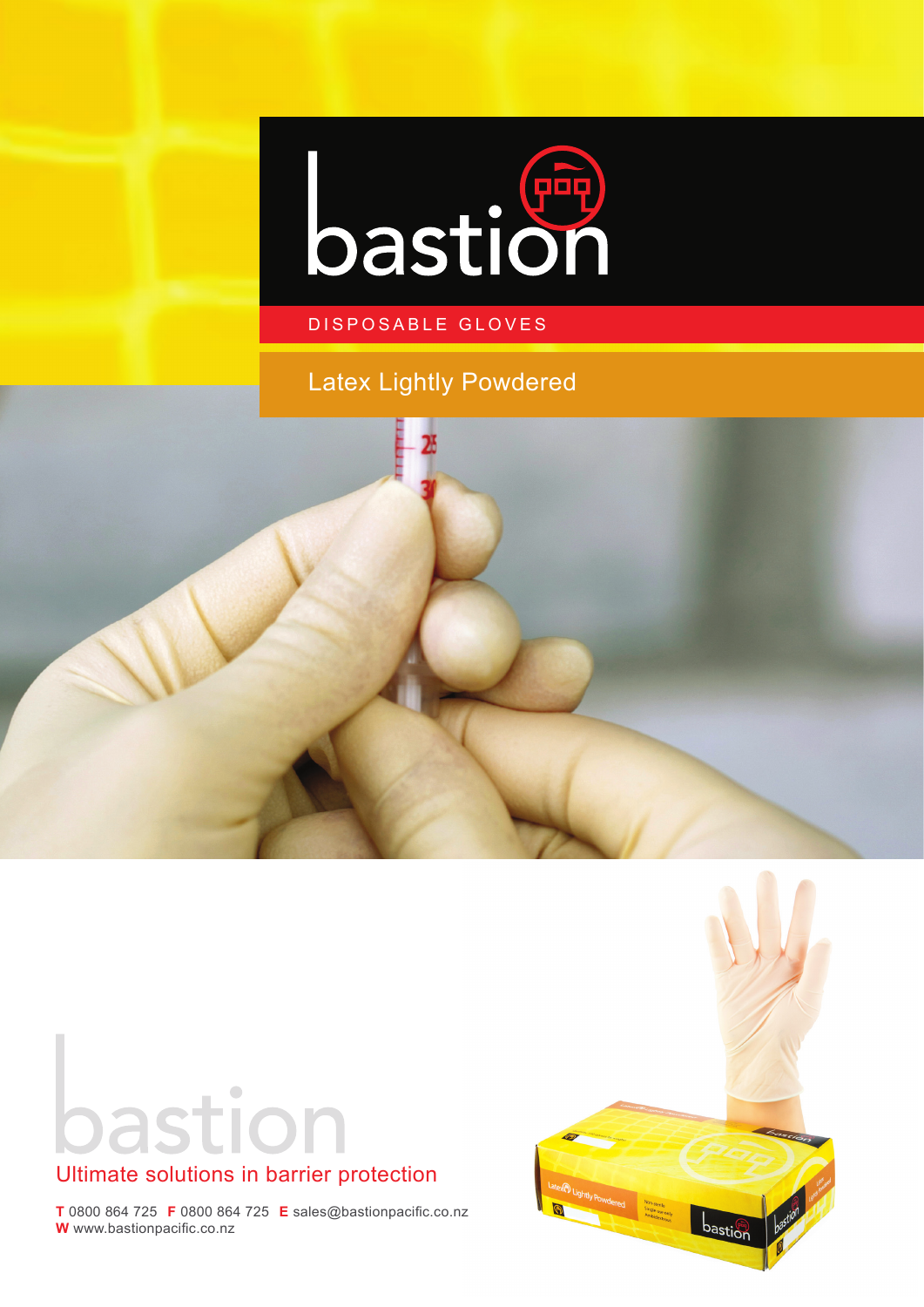# bastion

DISPOSABLE GLOVES

## Latex Lightly Powdered

bastion

Ultimate solutions in barrier protection

**T** 0800 864 725 **F** 0800 864 725 **E** sales@bastionpacific.co.nz
**W** www.bastionpacific.co.nz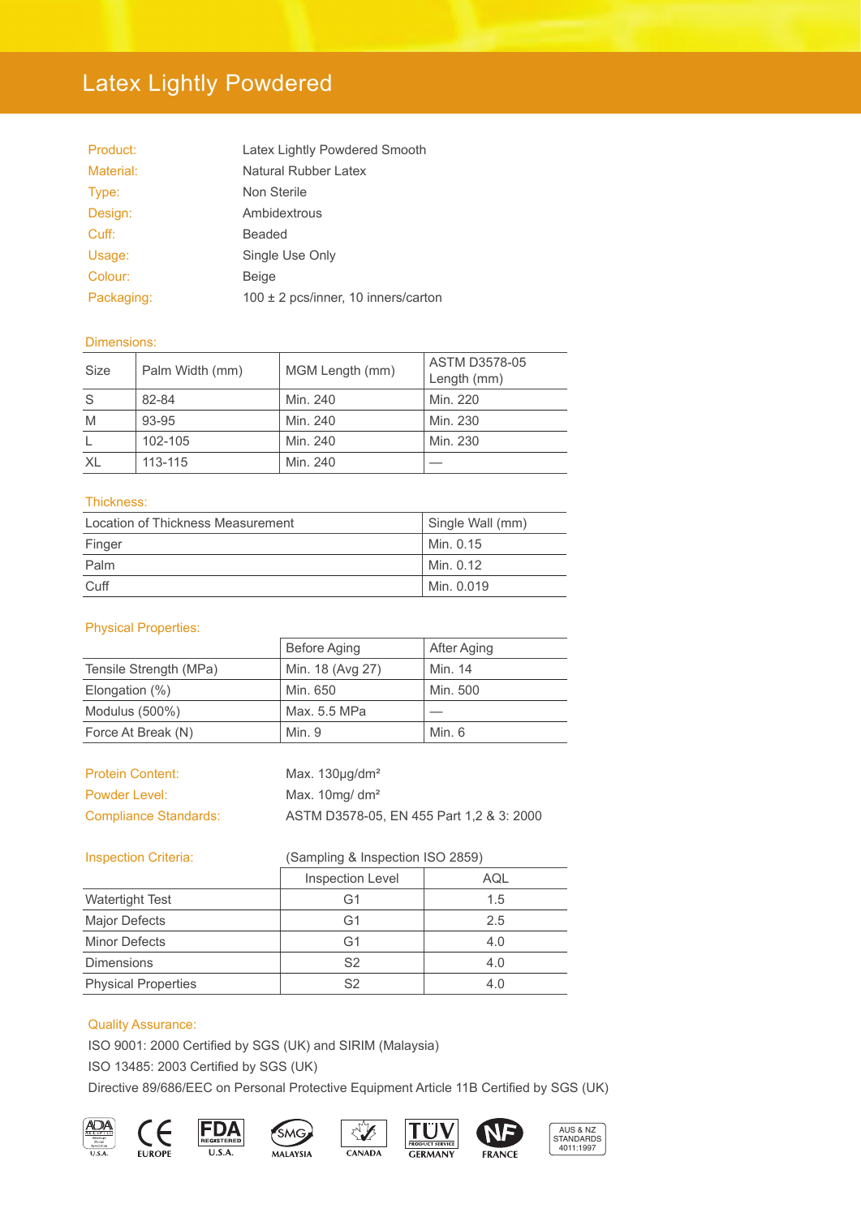# Latex Lightly Powdered

| | |
|---|---|
| Product: | Latex Lightly Powdered Smooth |
| Material: | Natural Rubber Latex |
| Type: | Non Sterile |
| Design: | Ambidextrous |
| Cuff: | Beaded |
| Usage: | Single Use Only |
| Colour: | Beige |
| Packaging: | 100 ± 2 pcs/inner, 10 inners/carton |

Dimensions:

| Size | Palm Width (mm) | MGM Length (mm) | ASTM D3578-05 Length (mm) |
|---|---|---|---|
| S | 82-84 | Min. 240 | Min. 220 |
| M | 93-95 | Min. 240 | Min. 230 |
| L | 102-105 | Min. 240 | Min. 230 |
| XL | 113-115 | Min. 240 | — |

Thickness:

| Location of Thickness Measurement | Single Wall (mm) |
|---|---|
| Finger | Min. 0.15 |
| Palm | Min. 0.12 |
| Cuff | Min. 0.019 |

Physical Properties:

| | Before Aging | After Aging |
|---|---|---|
| Tensile Strength (MPa) | Min. 18 (Avg 27) | Min. 14 |
| Elongation (%) | Min. 650 | Min. 500 |
| Modulus (500%) | Max. 5.5 MPa | — |
| Force At Break (N) | Min. 9 | Min. 6 |

| | |
|---|---|
| Protein Content: | Max. 130μg/dm² |
| Powder Level: | Max. 10mg/ dm² |
| Compliance Standards: | ASTM D3578-05, EN 455 Part 1,2 & 3: 2000 |

Inspection Criteria: (Sampling & Inspection ISO 2859)

| | Inspection Level | AQL |
|---|---|---|
| Watertight Test | G1 | 1.5 |
| Major Defects | G1 | 2.5 |
| Minor Defects | G1 | 4.0 |
| Dimensions | S2 | 4.0 |
| Physical Properties | S2 | 4.0 |

Quality Assurance:

ISO 9001: 2000 Certified by SGS (UK) and SIRIM (Malaysia)

ISO 13485: 2003 Certified by SGS (UK)

Directive 89/686/EEC on Personal Protective Equipment Article 11B Certified by SGS (UK)

U.S.A. EUROPE U.S.A. MALAYSIA CANADA GERMANY FRANCE AUS & NZ STANDARDS 4011:1997